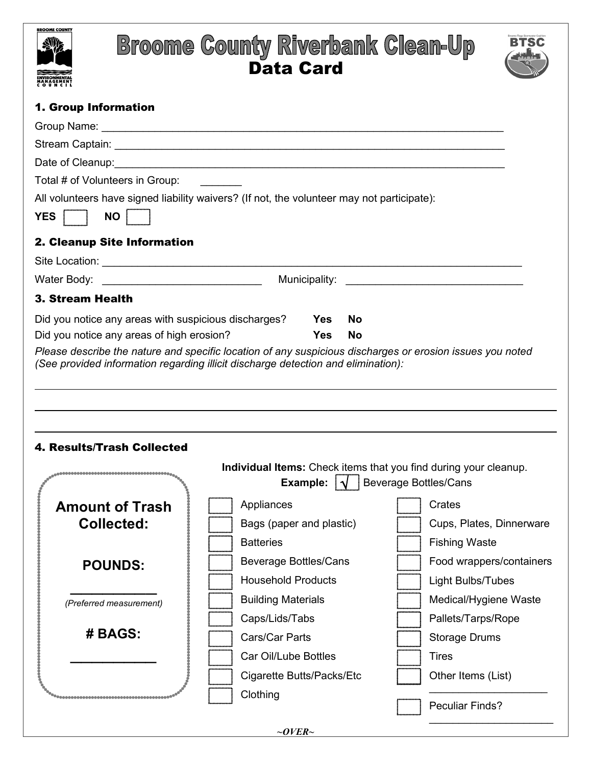# Broome County Riverbank Clean-Up

## Data Card

### 1. Group Information

Group Name: ______________________________________________________________________

Stream Captain: ____________________________________________________________________

Date of Cleanup:____________________________________________________________________

Total # of Volunteers in Group: _______

All volunteers have signed liability waivers? (If not, the volunteer may not participate):

**YES** ☐ **NO** ☐

### 2. Cleanup Site Information

Site Location: ________________________________________________________________________

Water Body: ___________________________ Municipality: ______________________________

### 3. Stream Health

Did you notice any areas with suspicious discharges? **Yes** **No**

Did you notice any areas of high erosion? **Yes** **No**

*Please describe the nature and specific location of any suspicious discharges or erosion issues you noted (See provided information regarding illicit discharge detection and elimination):*

_____________________________________________________________________________________

_____________________________________________________________________________________

_____________________________________________________________________________________

### 4. Results/Trash Collected

**Amount of Trash Collected:**

**POUNDS:** ____________

*(Preferred measurement)*

**# BAGS:** ____________

**Individual Items:** Check items that you find during your cleanup.

**Example:** ☑ Beverage Bottles/Cans

- ☐ Appliances
- ☐ Bags (paper and plastic)
- ☐ Batteries
- ☐ Beverage Bottles/Cans
- ☐ Household Products
- ☐ Building Materials
- ☐ Caps/Lids/Tabs
- ☐ Cars/Car Parts
- ☐ Car Oil/Lube Bottles
- ☐ Cigarette Butts/Packs/Etc
- ☐ Clothing
- ☐ Crates
- ☐ Cups, Plates, Dinnerware
- ☐ Fishing Waste
- ☐ Food wrappers/containers
- ☐ Light Bulbs/Tubes
- ☐ Medical/Hygiene Waste
- ☐ Pallets/Tarps/Rope
- ☐ Storage Drums
- ☐ Tires
- ☐ Other Items (List) ____________________
- ☐ Peculiar Finds? ____________________

*~OVER~*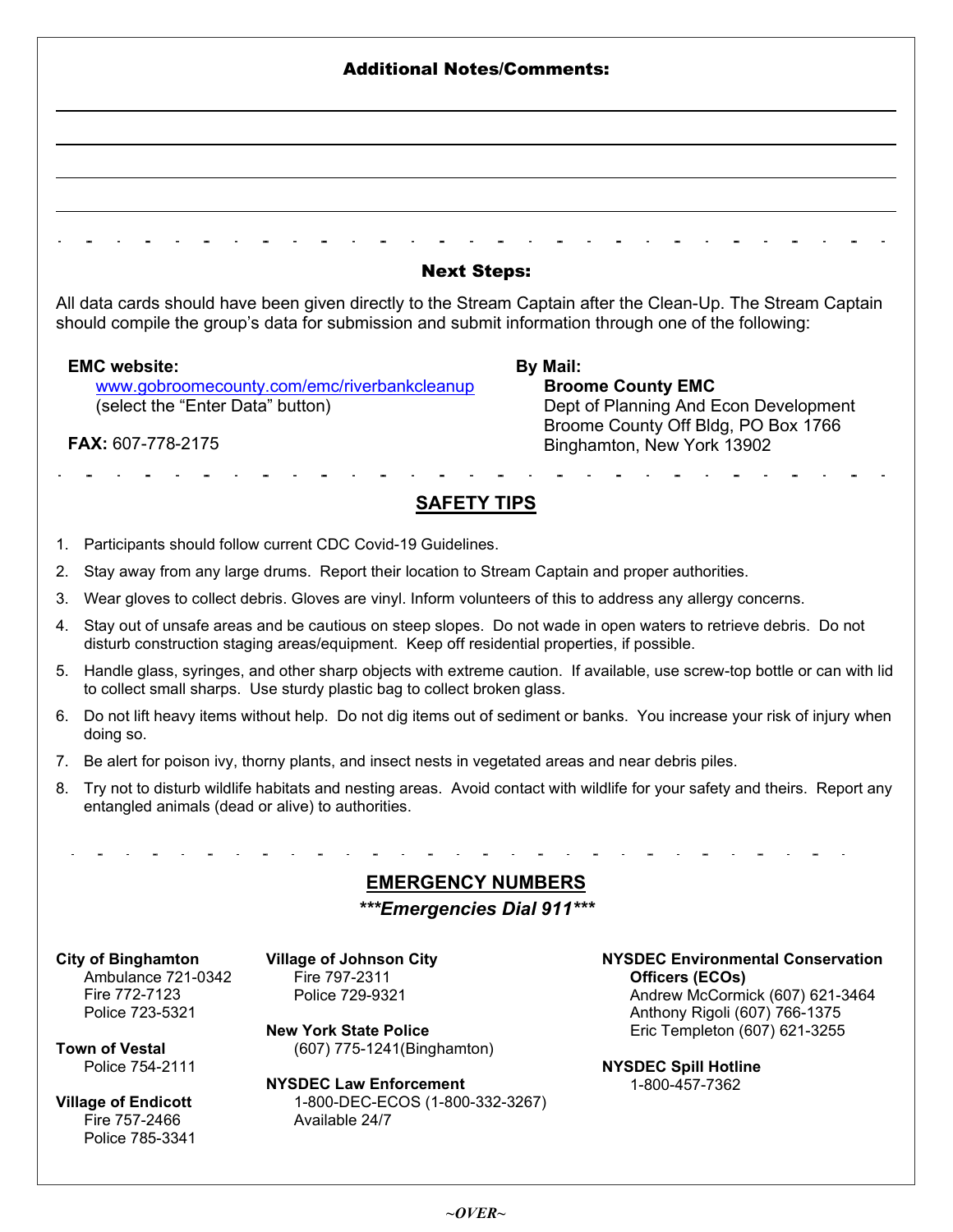## Additional Notes/Comments:

## Next Steps:

All data cards should have been given directly to the Stream Captain after the Clean-Up. The Stream Captain should compile the group's data for submission and submit information through one of the following:

**EMC website:**
www.gobroomecounty.com/emc/riverbankcleanup
(select the "Enter Data" button)

**FAX:** 607-778-2175

**By Mail:**
**Broome County EMC**
Dept of Planning And Econ Development
Broome County Off Bldg, PO Box 1766
Binghamton, New York 13902

## SAFETY TIPS

1. Participants should follow current CDC Covid-19 Guidelines.
2. Stay away from any large drums. Report their location to Stream Captain and proper authorities.
3. Wear gloves to collect debris. Gloves are vinyl. Inform volunteers of this to address any allergy concerns.
4. Stay out of unsafe areas and be cautious on steep slopes. Do not wade in open waters to retrieve debris. Do not disturb construction staging areas/equipment. Keep off residential properties, if possible.
5. Handle glass, syringes, and other sharp objects with extreme caution. If available, use screw-top bottle or can with lid to collect small sharps. Use sturdy plastic bag to collect broken glass.
6. Do not lift heavy items without help. Do not dig items out of sediment or banks. You increase your risk of injury when doing so.
7. Be alert for poison ivy, thorny plants, and insect nests in vegetated areas and near debris piles.
8. Try not to disturb wildlife habitats and nesting areas. Avoid contact with wildlife for your safety and theirs. Report any entangled animals (dead or alive) to authorities.

## EMERGENCY NUMBERS

***\*\*\*Emergencies Dial 911\*\*\****

**City of Binghamton**
Ambulance 721-0342
Fire 772-7123
Police 723-5321

**Town of Vestal**
Police 754-2111

**Village of Endicott**
Fire 757-2466
Police 785-3341

**Village of Johnson City**
Fire 797-2311
Police 729-9321

**New York State Police**
(607) 775-1241(Binghamton)

**NYSDEC Law Enforcement**
1-800-DEC-ECOS (1-800-332-3267)
Available 24/7

**NYSDEC Environmental Conservation Officers (ECOs)**
Andrew McCormick (607) 621-3464
Anthony Rigoli (607) 766-1375
Eric Templeton (607) 621-3255

**NYSDEC Spill Hotline**
1-800-457-7362

*~OVER~*